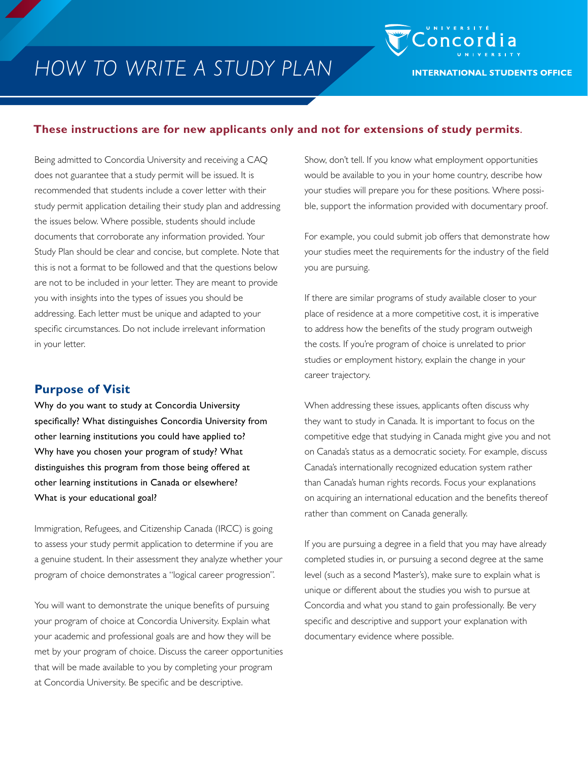# HOW TO WRITE A STUDY PLAN

UNIVERSITÉ Concordia UNIVERSITY

**INTERNATIONAL STUDENTS OFFICE**

**These instructions are for new applicants only and not for extensions of study permits**.

Being admitted to Concordia University and receiving a CAQ does not guarantee that a study permit will be issued. It is recommended that students include a cover letter with their study permit application detailing their study plan and addressing the issues below. Where possible, students should include documents that corroborate any information provided. Your Study Plan should be clear and concise, but complete. Note that this is not a format to be followed and that the questions below are not to be included in your letter. They are meant to provide you with insights into the types of issues you should be addressing. Each letter must be unique and adapted to your specific circumstances. Do not include irrelevant information in your letter.

## Purpose of Visit

Why do you want to study at Concordia University specifically? What distinguishes Concordia University from other learning institutions you could have applied to? Why have you chosen your program of study? What distinguishes this program from those being offered at other learning institutions in Canada or elsewhere? What is your educational goal?

Immigration, Refugees, and Citizenship Canada (IRCC) is going to assess your study permit application to determine if you are a genuine student. In their assessment they analyze whether your program of choice demonstrates a "logical career progression".

You will want to demonstrate the unique benefits of pursuing your program of choice at Concordia University. Explain what your academic and professional goals are and how they will be met by your program of choice. Discuss the career opportunities that will be made available to you by completing your program at Concordia University. Be specific and be descriptive.

Show, don't tell. If you know what employment opportunities would be available to you in your home country, describe how your studies will prepare you for these positions. Where possible, support the information provided with documentary proof.

For example, you could submit job offers that demonstrate how your studies meet the requirements for the industry of the field you are pursuing.

If there are similar programs of study available closer to your place of residence at a more competitive cost, it is imperative to address how the benefits of the study program outweigh the costs. If you're program of choice is unrelated to prior studies or employment history, explain the change in your career trajectory.

When addressing these issues, applicants often discuss why they want to study in Canada. It is important to focus on the competitive edge that studying in Canada might give you and not on Canada's status as a democratic society. For example, discuss Canada's internationally recognized education system rather than Canada's human rights records. Focus your explanations on acquiring an international education and the benefits thereof rather than comment on Canada generally.

If you are pursuing a degree in a field that you may have already completed studies in, or pursuing a second degree at the same level (such as a second Master's), make sure to explain what is unique or different about the studies you wish to pursue at Concordia and what you stand to gain professionally. Be very specific and descriptive and support your explanation with documentary evidence where possible.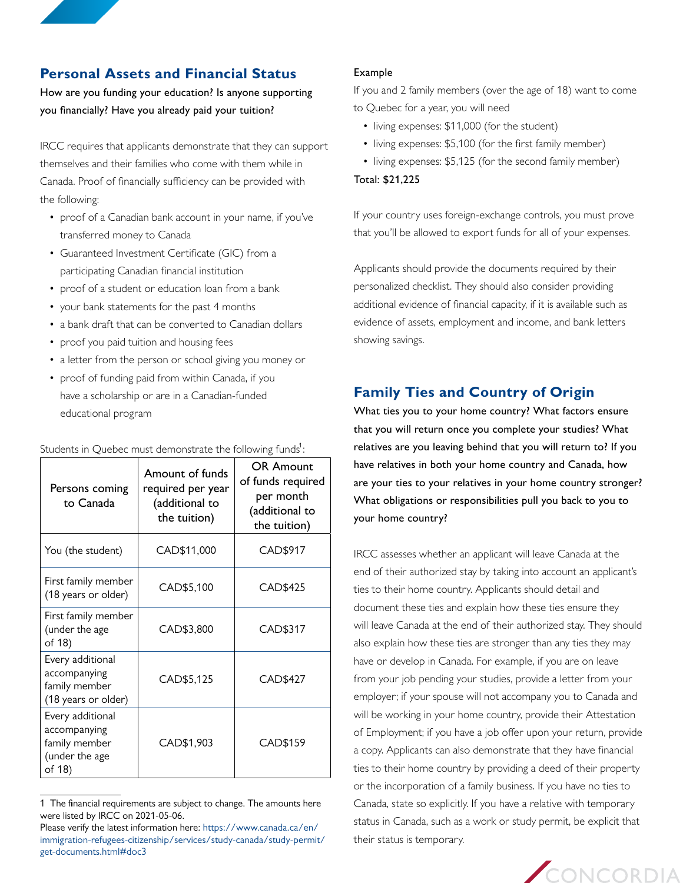## Personal Assets and Financial Status

**How are you funding your education? Is anyone supporting you financially? Have you already paid your tuition?**

IRCC requires that applicants demonstrate that they can support themselves and their families who come with them while in Canada. Proof of financially sufficiency can be provided with the following:

- proof of a Canadian bank account in your name, if you've transferred money to Canada
- Guaranteed Investment Certificate (GIC) from a participating Canadian financial institution
- proof of a student or education loan from a bank
- your bank statements for the past 4 months
- a bank draft that can be converted to Canadian dollars
- proof you paid tuition and housing fees
- a letter from the person or school giving you money or
- proof of funding paid from within Canada, if you have a scholarship or are in a Canadian-funded educational program

Students in Quebec must demonstrate the following funds[1]:

| Persons coming to Canada | Amount of funds required per year (additional to the tuition) | OR Amount of funds required per month (additional to the tuition) |
|---|---|---|
| You (the student) | CAD$11,000 | CAD$917 |
| First family member (18 years or older) | CAD$5,100 | CAD$425 |
| First family member (under the age of 18) | CAD$3,800 | CAD$317 |
| Every additional accompanying family member (18 years or older) | CAD$5,125 | CAD$427 |
| Every additional accompanying family member (under the age of 18) | CAD$1,903 | CAD$159 |

1 The financial requirements are subject to change. The amounts here were listed by IRCC on 2021-05-06.
Please verify the latest information here: https://www.canada.ca/en/immigration-refugees-citizenship/services/study-canada/study-permit/get-documents.html#doc3

Example

If you and 2 family members (over the age of 18) want to come to Quebec for a year, you will need

- living expenses: $11,000 (for the student)
- living expenses: $5,100 (for the first family member)
- living expenses: $5,125 (for the second family member)

**Total: $21,225**

If your country uses foreign-exchange controls, you must prove that you'll be allowed to export funds for all of your expenses.

Applicants should provide the documents required by their personalized checklist. They should also consider providing additional evidence of financial capacity, if it is available such as evidence of assets, employment and income, and bank letters showing savings.

## Family Ties and Country of Origin

**What ties you to your home country? What factors ensure that you will return once you complete your studies? What relatives are you leaving behind that you will return to? If you have relatives in both your home country and Canada, how are your ties to your relatives in your home country stronger? What obligations or responsibilities pull you back to you to your home country?**

IRCC assesses whether an applicant will leave Canada at the end of their authorized stay by taking into account an applicant's ties to their home country. Applicants should detail and document these ties and explain how these ties ensure they will leave Canada at the end of their authorized stay. They should also explain how these ties are stronger than any ties they may have or develop in Canada. For example, if you are on leave from your job pending your studies, provide a letter from your employer; if your spouse will not accompany you to Canada and will be working in your home country, provide their Attestation of Employment; if you have a job offer upon your return, provide a copy. Applicants can also demonstrate that they have financial ties to their home country by providing a deed of their property or the incorporation of a family business. If you have no ties to Canada, state so explicitly. If you have a relative with temporary status in Canada, such as a work or study permit, be explicit that their status is temporary.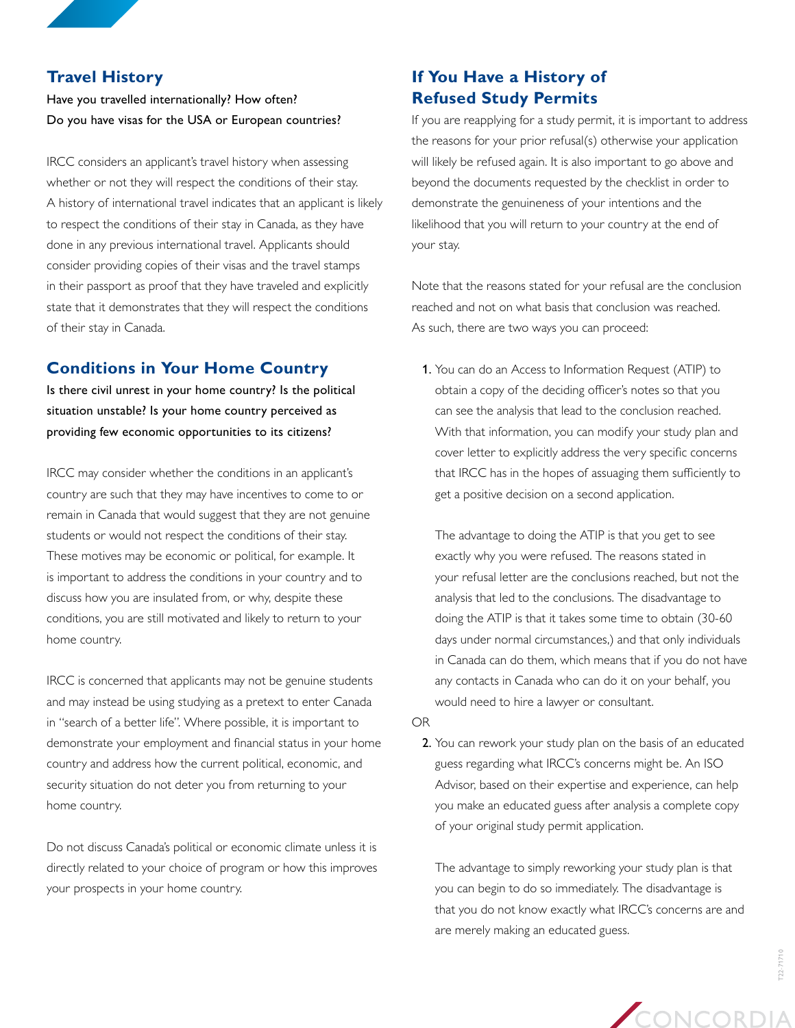## Travel History

**Have you travelled internationally? How often?**
**Do you have visas for the USA or European countries?**

IRCC considers an applicant's travel history when assessing whether or not they will respect the conditions of their stay. A history of international travel indicates that an applicant is likely to respect the conditions of their stay in Canada, as they have done in any previous international travel. Applicants should consider providing copies of their visas and the travel stamps in their passport as proof that they have traveled and explicitly state that it demonstrates that they will respect the conditions of their stay in Canada.

## Conditions in Your Home Country

**Is there civil unrest in your home country? Is the political situation unstable? Is your home country perceived as providing few economic opportunities to its citizens?**

IRCC may consider whether the conditions in an applicant's country are such that they may have incentives to come to or remain in Canada that would suggest that they are not genuine students or would not respect the conditions of their stay. These motives may be economic or political, for example. It is important to address the conditions in your country and to discuss how you are insulated from, or why, despite these conditions, you are still motivated and likely to return to your home country.

IRCC is concerned that applicants may not be genuine students and may instead be using studying as a pretext to enter Canada in "search of a better life". Where possible, it is important to demonstrate your employment and financial status in your home country and address how the current political, economic, and security situation do not deter you from returning to your home country.

Do not discuss Canada's political or economic climate unless it is directly related to your choice of program or how this improves your prospects in your home country.

## If You Have a History of Refused Study Permits

If you are reapplying for a study permit, it is important to address the reasons for your prior refusal(s) otherwise your application will likely be refused again. It is also important to go above and beyond the documents requested by the checklist in order to demonstrate the genuineness of your intentions and the likelihood that you will return to your country at the end of your stay.

Note that the reasons stated for your refusal are the conclusion reached and not on what basis that conclusion was reached. As such, there are two ways you can proceed:

1. You can do an Access to Information Request (ATIP) to obtain a copy of the deciding officer's notes so that you can see the analysis that lead to the conclusion reached. With that information, you can modify your study plan and cover letter to explicitly address the very specific concerns that IRCC has in the hopes of assuaging them sufficiently to get a positive decision on a second application.

   The advantage to doing the ATIP is that you get to see exactly why you were refused. The reasons stated in your refusal letter are the conclusions reached, but not the analysis that led to the conclusions. The disadvantage to doing the ATIP is that it takes some time to obtain (30-60 days under normal circumstances,) and that only individuals in Canada can do them, which means that if you do not have any contacts in Canada who can do it on your behalf, you would need to hire a lawyer or consultant.

OR

2. You can rework your study plan on the basis of an educated guess regarding what IRCC's concerns might be. An ISO Advisor, based on their expertise and experience, can help you make an educated guess after analysis a complete copy of your original study permit application.

   The advantage to simply reworking your study plan is that you can begin to do so immediately. The disadvantage is that you do not know exactly what IRCC's concerns are and are merely making an educated guess.